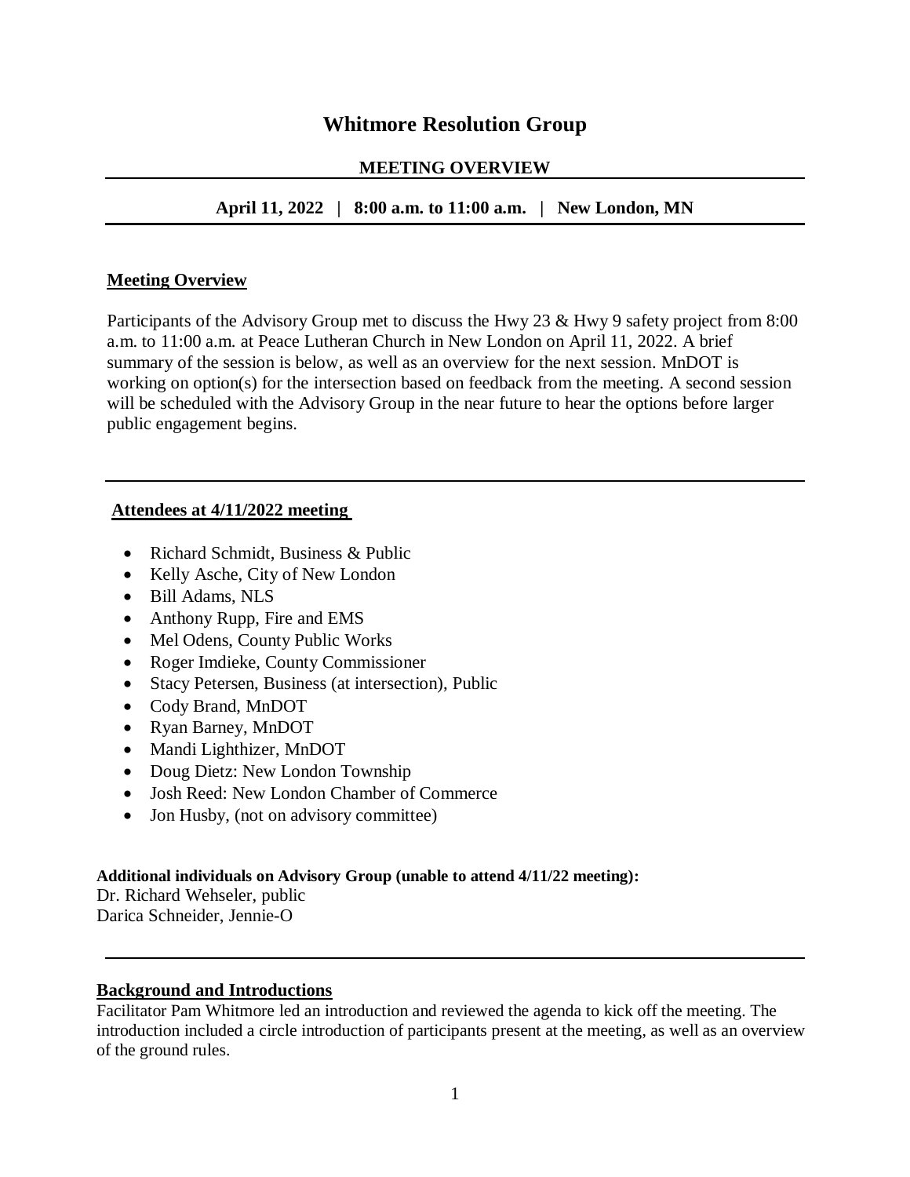# Whitmore Resolution Group

## MEETING OVERVIEW

**April 11, 2022 | 8:00 a.m. to 11:00 a.m. | New London, MN**

### Meeting Overview

Participants of the Advisory Group met to discuss the Hwy 23 & Hwy 9 safety project from 8:00 a.m. to 11:00 a.m. at Peace Lutheran Church in New London on April 11, 2022. A brief summary of the session is below, as well as an overview for the next session. MnDOT is working on option(s) for the intersection based on feedback from the meeting. A second session will be scheduled with the Advisory Group in the near future to hear the options before larger public engagement begins.

### Attendees at 4/11/2022 meeting

- Richard Schmidt, Business & Public
- Kelly Asche, City of New London
- Bill Adams, NLS
- Anthony Rupp, Fire and EMS
- Mel Odens, County Public Works
- Roger Imdieke, County Commissioner
- Stacy Petersen, Business (at intersection), Public
- Cody Brand, MnDOT
- Ryan Barney, MnDOT
- Mandi Lighthizer, MnDOT
- Doug Dietz: New London Township
- Josh Reed: New London Chamber of Commerce
- Jon Husby, (not on advisory committee)

**Additional individuals on Advisory Group (unable to attend 4/11/22 meeting):**
Dr. Richard Wehseler, public
Darica Schneider, Jennie-O

### Background and Introductions

Facilitator Pam Whitmore led an introduction and reviewed the agenda to kick off the meeting. The introduction included a circle introduction of participants present at the meeting, as well as an overview of the ground rules.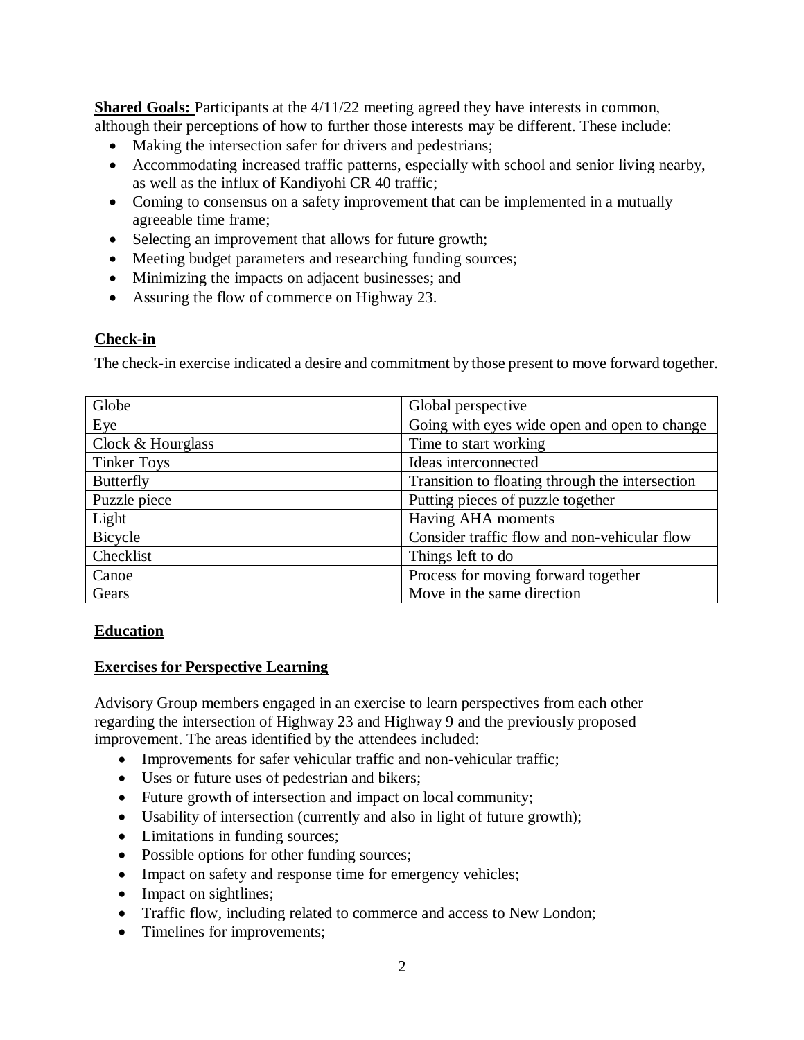**Shared Goals:** Participants at the 4/11/22 meeting agreed they have interests in common, although their perceptions of how to further those interests may be different. These include:

- Making the intersection safer for drivers and pedestrians;
- Accommodating increased traffic patterns, especially with school and senior living nearby, as well as the influx of Kandiyohi CR 40 traffic;
- Coming to consensus on a safety improvement that can be implemented in a mutually agreeable time frame;
- Selecting an improvement that allows for future growth;
- Meeting budget parameters and researching funding sources;
- Minimizing the impacts on adjacent businesses; and
- Assuring the flow of commerce on Highway 23.

## Check-in

The check-in exercise indicated a desire and commitment by those present to move forward together.

| Globe | Global perspective |
|---|---|
| Eye | Going with eyes wide open and open to change |
| Clock & Hourglass | Time to start working |
| Tinker Toys | Ideas interconnected |
| Butterfly | Transition to floating through the intersection |
| Puzzle piece | Putting pieces of puzzle together |
| Light | Having AHA moments |
| Bicycle | Consider traffic flow and non-vehicular flow |
| Checklist | Things left to do |
| Canoe | Process for moving forward together |
| Gears | Move in the same direction |

## Education

## Exercises for Perspective Learning

Advisory Group members engaged in an exercise to learn perspectives from each other regarding the intersection of Highway 23 and Highway 9 and the previously proposed improvement. The areas identified by the attendees included:

- Improvements for safer vehicular traffic and non-vehicular traffic;
- Uses or future uses of pedestrian and bikers;
- Future growth of intersection and impact on local community;
- Usability of intersection (currently and also in light of future growth);
- Limitations in funding sources;
- Possible options for other funding sources;
- Impact on safety and response time for emergency vehicles;
- Impact on sightlines;
- Traffic flow, including related to commerce and access to New London;
- Timelines for improvements;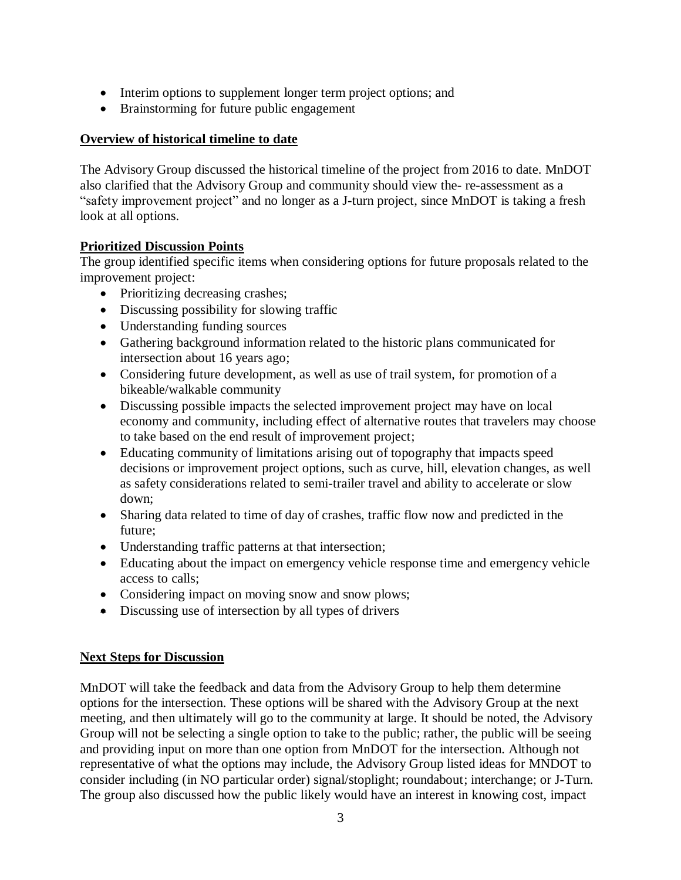- Interim options to supplement longer term project options; and
- Brainstorming for future public engagement

**Overview of historical timeline to date**

The Advisory Group discussed the historical timeline of the project from 2016 to date. MnDOT also clarified that the Advisory Group and community should view the- re-assessment as a "safety improvement project" and no longer as a J-turn project, since MnDOT is taking a fresh look at all options.

**Prioritized Discussion Points**

The group identified specific items when considering options for future proposals related to the improvement project:

- Prioritizing decreasing crashes;
- Discussing possibility for slowing traffic
- Understanding funding sources
- Gathering background information related to the historic plans communicated for intersection about 16 years ago;
- Considering future development, as well as use of trail system, for promotion of a bikeable/walkable community
- Discussing possible impacts the selected improvement project may have on local economy and community, including effect of alternative routes that travelers may choose to take based on the end result of improvement project;
- Educating community of limitations arising out of topography that impacts speed decisions or improvement project options, such as curve, hill, elevation changes, as well as safety considerations related to semi-trailer travel and ability to accelerate or slow down;
- Sharing data related to time of day of crashes, traffic flow now and predicted in the future;
- Understanding traffic patterns at that intersection;
- Educating about the impact on emergency vehicle response time and emergency vehicle access to calls;
- Considering impact on moving snow and snow plows;
- Discussing use of intersection by all types of drivers

**Next Steps for Discussion**

MnDOT will take the feedback and data from the Advisory Group to help them determine options for the intersection. These options will be shared with the Advisory Group at the next meeting, and then ultimately will go to the community at large. It should be noted, the Advisory Group will not be selecting a single option to take to the public; rather, the public will be seeing and providing input on more than one option from MnDOT for the intersection. Although not representative of what the options may include, the Advisory Group listed ideas for MNDOT to consider including (in NO particular order) signal/stoplight; roundabout; interchange; or J-Turn. The group also discussed how the public likely would have an interest in knowing cost, impact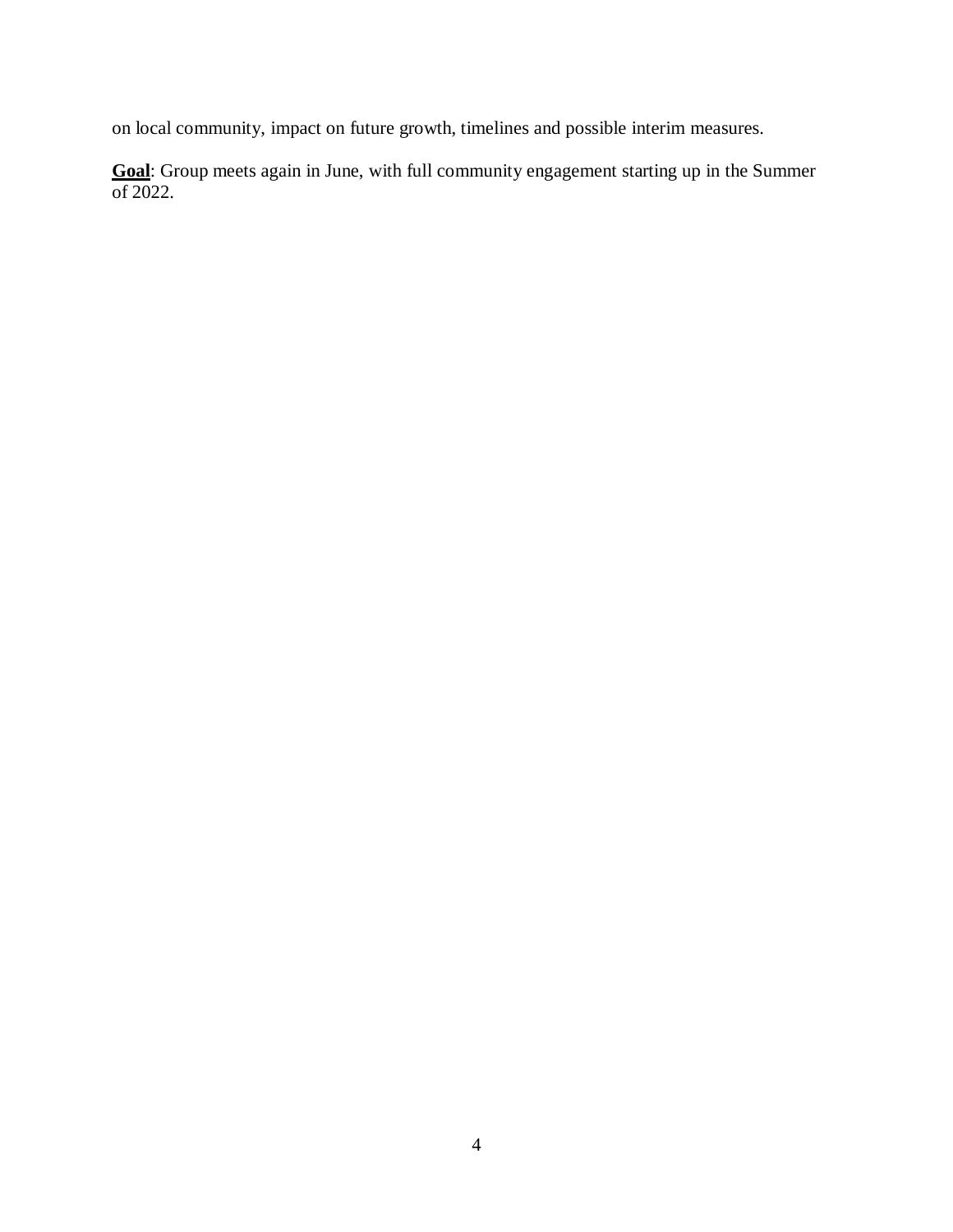on local community, impact on future growth, timelines and possible interim measures.

**Goal**: Group meets again in June, with full community engagement starting up in the Summer of 2022.